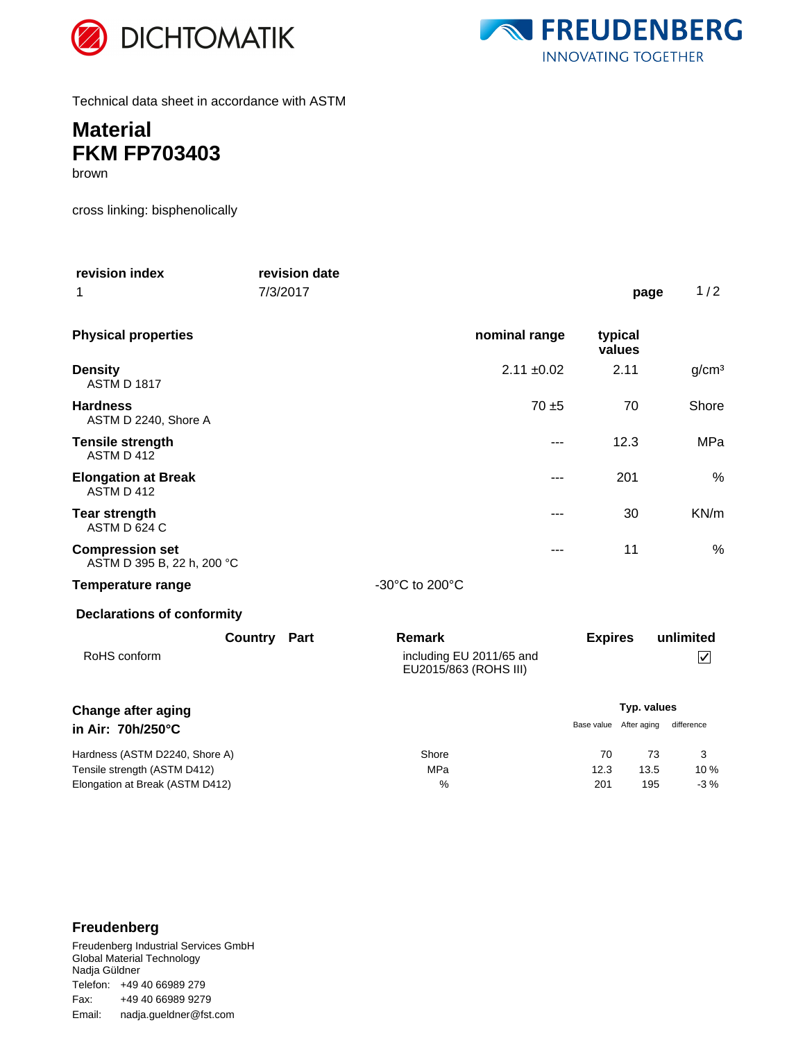DICHTOMATIK FREUDENBERG INNOVATING TOGETHER

Technical data sheet in accordance with ASTM

# Material
# FKM FP703403

brown

cross linking: bisphenolically

| revision index | revision date |
|---|---|
| 1 | 7/3/2017 |

| Physical properties | nominal range | typical values | |
|---|---|---|---|
| **Density** ASTM D 1817 | 2.11 ±0.02 | 2.11 | g/cm³ |
| **Hardness** ASTM D 2240, Shore A | 70 ±5 | 70 | Shore |
| **Tensile strength** ASTM D 412 | --- | 12.3 | MPa |
| **Elongation at Break** ASTM D 412 | --- | 201 | % |
| **Tear strength** ASTM D 624 C | --- | 30 | KN/m |
| **Compression set** ASTM D 395 B, 22 h, 200 °C | --- | 11 | % |

**Temperature range** -30°C to 200°C

## Declarations of conformity

| | Country | Part | Remark | Expires | unlimited |
|---|---|---|---|---|---|
| RoHS conform | | | including EU 2011/65 and EU2015/863 (ROHS III) | | ☑ |

## Change after aging in Air: 70h/250°C

| | | Typ. values | | |
|---|---|---|---|---|
| | | Base value | After aging | difference |
| Hardness (ASTM D2240, Shore A) | Shore | 70 | 73 | 3 |
| Tensile strength (ASTM D412) | MPa | 12.3 | 13.5 | 10 % |
| Elongation at Break (ASTM D412) | % | 201 | 195 | -3 % |

**Freudenberg**

Freudenberg Industrial Services GmbH
Global Material Technology
Nadja Güldner
Telefon: +49 40 66989 279
Fax: +49 40 66989 9279
Email: nadja.gueldner@fst.com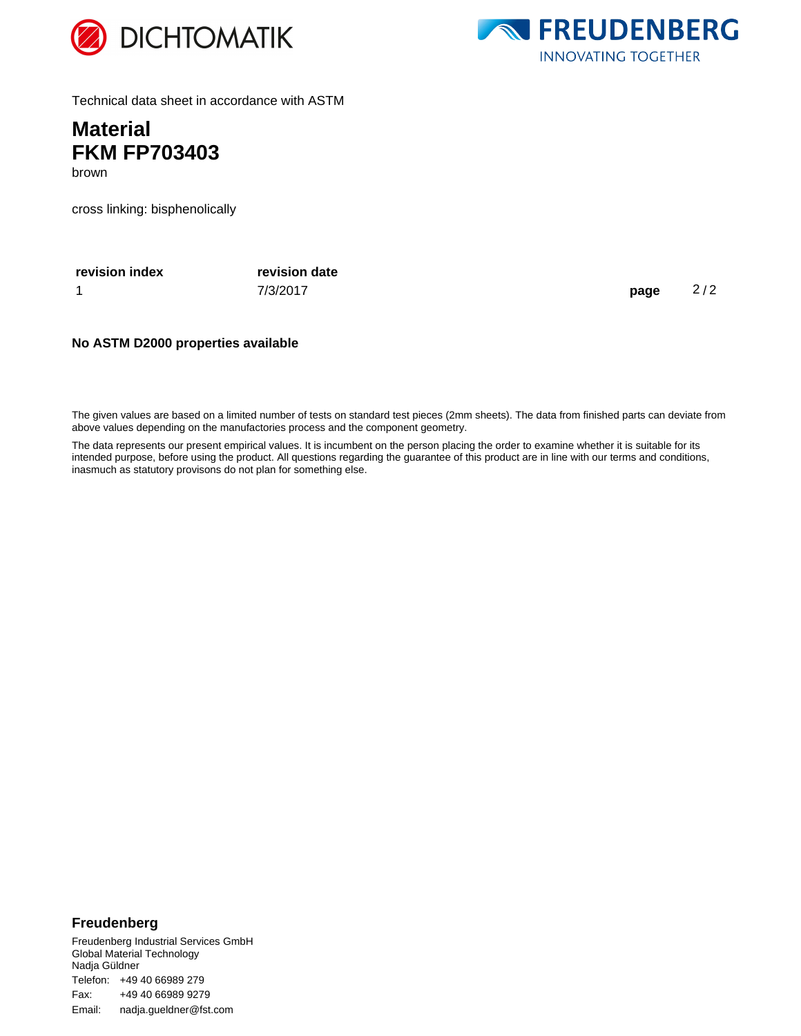Technical data sheet in accordance with ASTM

# Material
# FKM FP703403

brown

cross linking: bisphenolically

| revision index | revision date |
|---|---|
| 1 | 7/3/2017 |

**No ASTM D2000 properties available**

The given values are based on a limited number of tests on standard test pieces (2mm sheets). The data from finished parts can deviate from above values depending on the manufactories process and the component geometry.

The data represents our present empirical values. It is incumbent on the person placing the order to examine whether it is suitable for its intended purpose, before using the product. All questions regarding the guarantee of this product are in line with our terms and conditions, inasmuch as statutory provisons do not plan for something else.

**Freudenberg**

Freudenberg Industrial Services GmbH
Global Material Technology
Nadja Güldner
Telefon: +49 40 66989 279
Fax: +49 40 66989 9279
Email: nadja.gueldner@fst.com